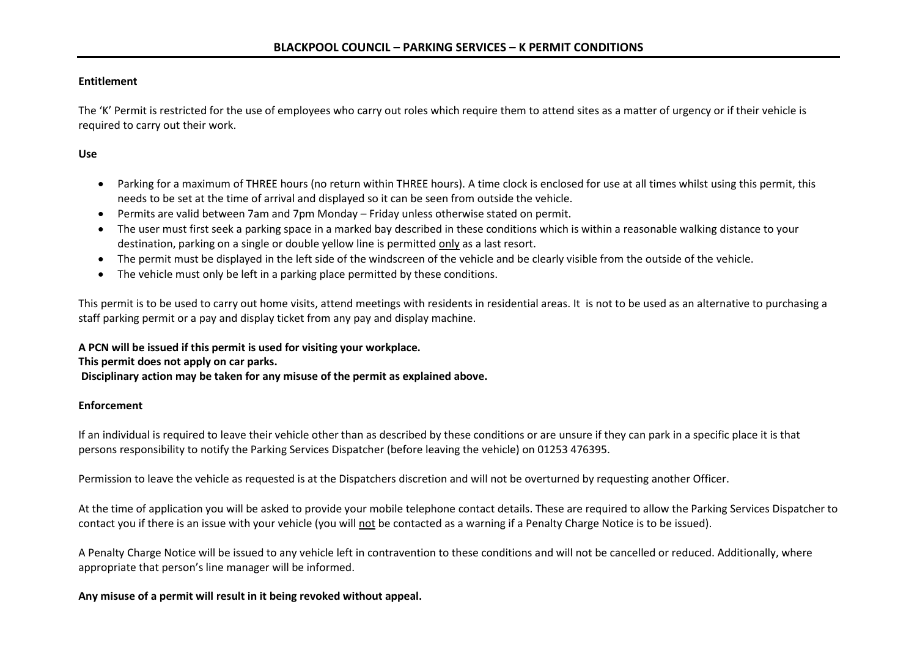# BLACKPOOL COUNCIL – PARKING SERVICES – K PERMIT CONDITIONS

**Entitlement**

The 'K' Permit is restricted for the use of employees who carry out roles which require them to attend sites as a matter of urgency or if their vehicle is required to carry out their work.

**Use**

- Parking for a maximum of THREE hours (no return within THREE hours). A time clock is enclosed for use at all times whilst using this permit, this needs to be set at the time of arrival and displayed so it can be seen from outside the vehicle.
- Permits are valid between 7am and 7pm Monday – Friday unless otherwise stated on permit.
- The user must first seek a parking space in a marked bay described in these conditions which is within a reasonable walking distance to your destination, parking on a single or double yellow line is permitted <u>only</u> as a last resort.
- The permit must be displayed in the left side of the windscreen of the vehicle and be clearly visible from the outside of the vehicle.
- The vehicle must only be left in a parking place permitted by these conditions.

This permit is to be used to carry out home visits, attend meetings with residents in residential areas. It is not to be used as an alternative to purchasing a staff parking permit or a pay and display ticket from any pay and display machine.

**A PCN will be issued if this permit is used for visiting your workplace.**
**This permit does not apply on car parks.**
**Disciplinary action may be taken for any misuse of the permit as explained above.**

**Enforcement**

If an individual is required to leave their vehicle other than as described by these conditions or are unsure if they can park in a specific place it is that persons responsibility to notify the Parking Services Dispatcher (before leaving the vehicle) on 01253 476395.

Permission to leave the vehicle as requested is at the Dispatchers discretion and will not be overturned by requesting another Officer.

At the time of application you will be asked to provide your mobile telephone contact details. These are required to allow the Parking Services Dispatcher to contact you if there is an issue with your vehicle (you will <u>not</u> be contacted as a warning if a Penalty Charge Notice is to be issued).

A Penalty Charge Notice will be issued to any vehicle left in contravention to these conditions and will not be cancelled or reduced. Additionally, where appropriate that person's line manager will be informed.

**Any misuse of a permit will result in it being revoked without appeal.**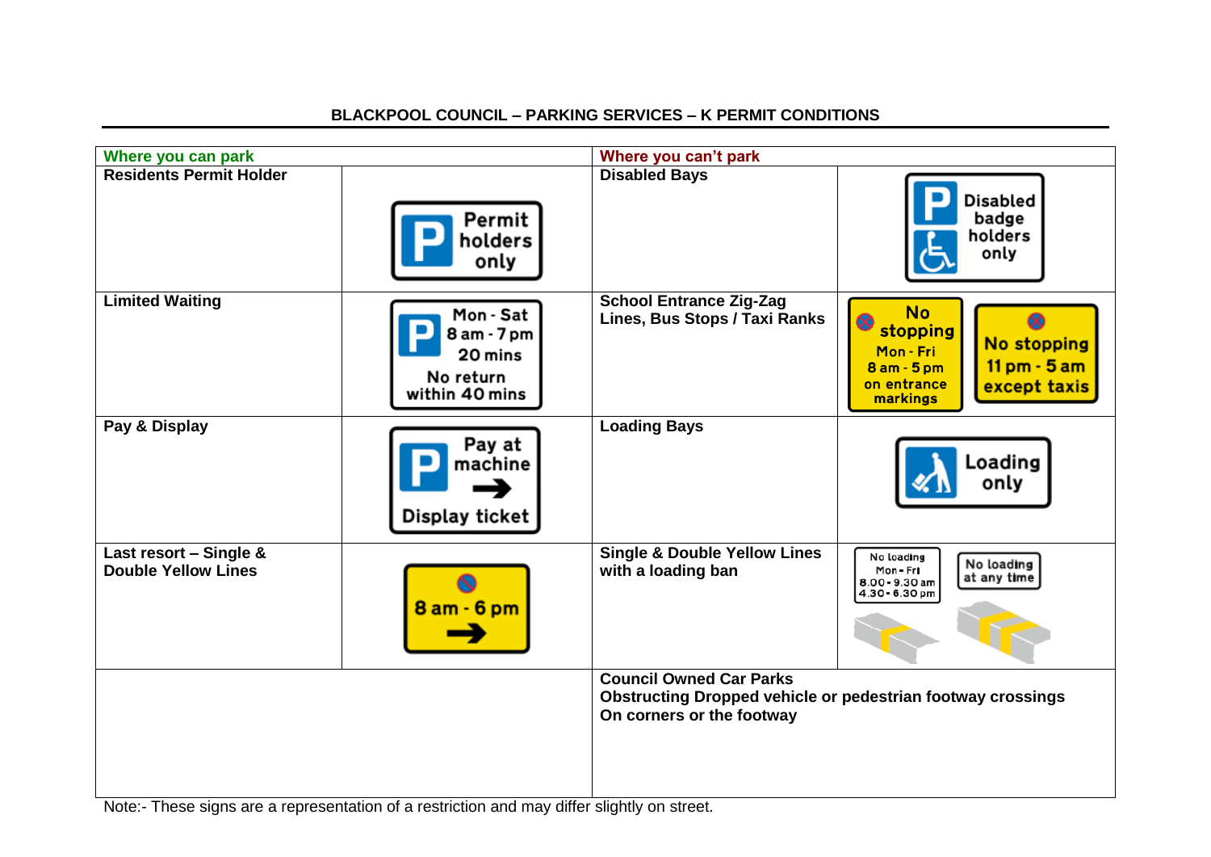## BLACKPOOL COUNCIL – PARKING SERVICES – K PERMIT CONDITIONS

| Where you can park | | Where you can't park | |
|---|---|---|---|
| **Residents Permit Holder** | Permit holders only | **Disabled Bays** | Disabled badge holders only |
| **Limited Waiting** | Mon - Sat 8 am - 7 pm 20 mins No return within 40 mins | **School Entrance Zig-Zag Lines, Bus Stops / Taxi Ranks** | No stopping Mon - Fri 8 am - 5 pm on entrance markings; No stopping 11 pm - 5 am except taxis |
| **Pay & Display** | Pay at machine Display ticket | **Loading Bays** | Loading only |
| **Last resort – Single & Double Yellow Lines** | 8 am - 6 pm | **Single & Double Yellow Lines with a loading ban** | No loading Mon - Fri 8.00 - 9.30 am 4.30 - 6.30 pm; No loading at any time |
| | | **Council Owned Car Parks** <br> **Obstructing Dropped vehicle or pedestrian footway crossings** <br> **On corners or the footway** | |

Note:- These signs are a representation of a restriction and may differ slightly on street.